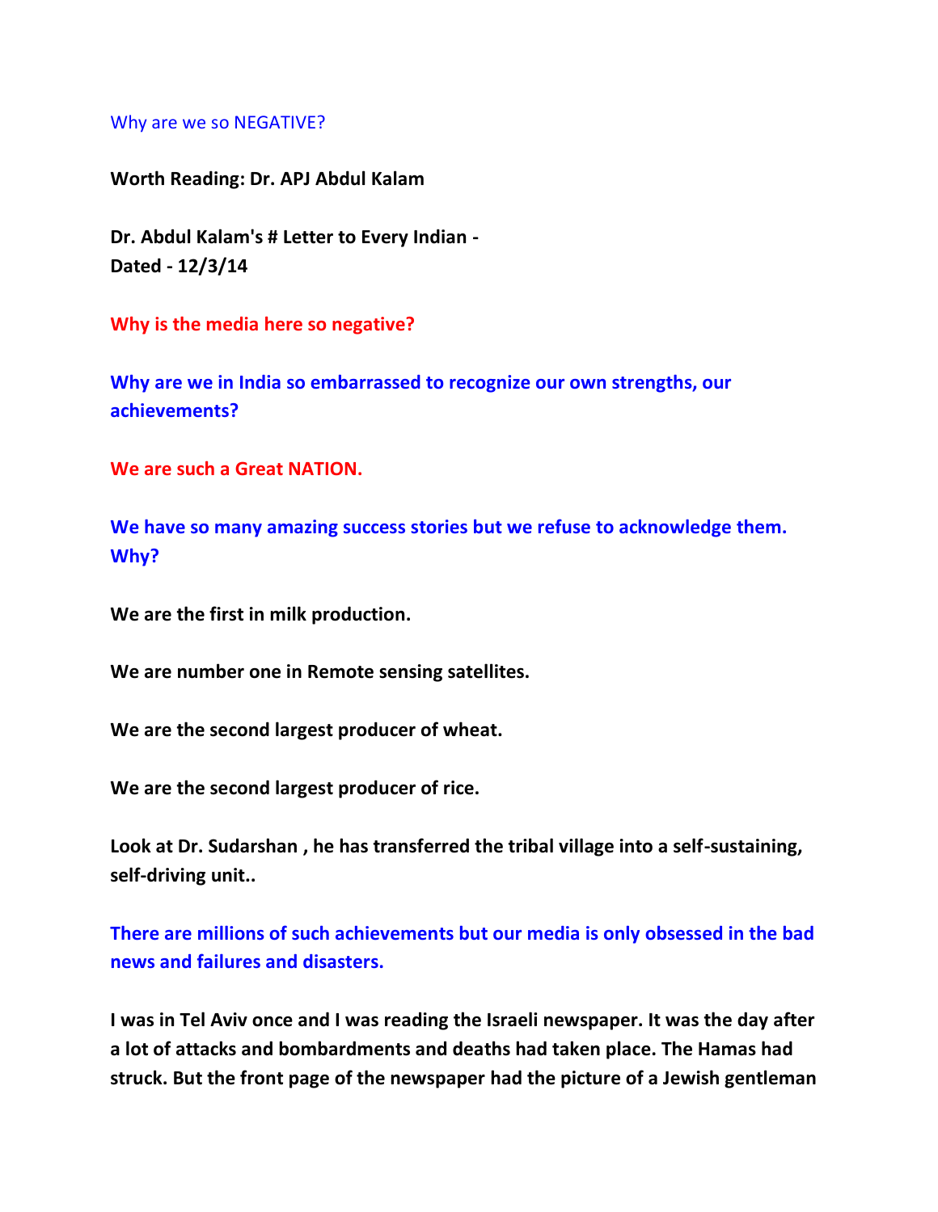Why are we so NEGATIVE?

**Worth Reading: Dr. APJ Abdul Kalam**

**Dr. Abdul Kalam's # Letter to Every Indian -**
**Dated - 12/3/14**

**Why is the media here so negative?**

**Why are we in India so embarrassed to recognize our own strengths, our achievements?**

**We are such a Great NATION.**

**We have so many amazing success stories but we refuse to acknowledge them. Why?**

**We are the first in milk production.**

**We are number one in Remote sensing satellites.**

**We are the second largest producer of wheat.**

**We are the second largest producer of rice.**

**Look at Dr. Sudarshan , he has transferred the tribal village into a self-sustaining, self-driving unit..**

**There are millions of such achievements but our media is only obsessed in the bad news and failures and disasters.**

**I was in Tel Aviv once and I was reading the Israeli newspaper. It was the day after a lot of attacks and bombardments and deaths had taken place. The Hamas had struck. But the front page of the newspaper had the picture of a Jewish gentleman**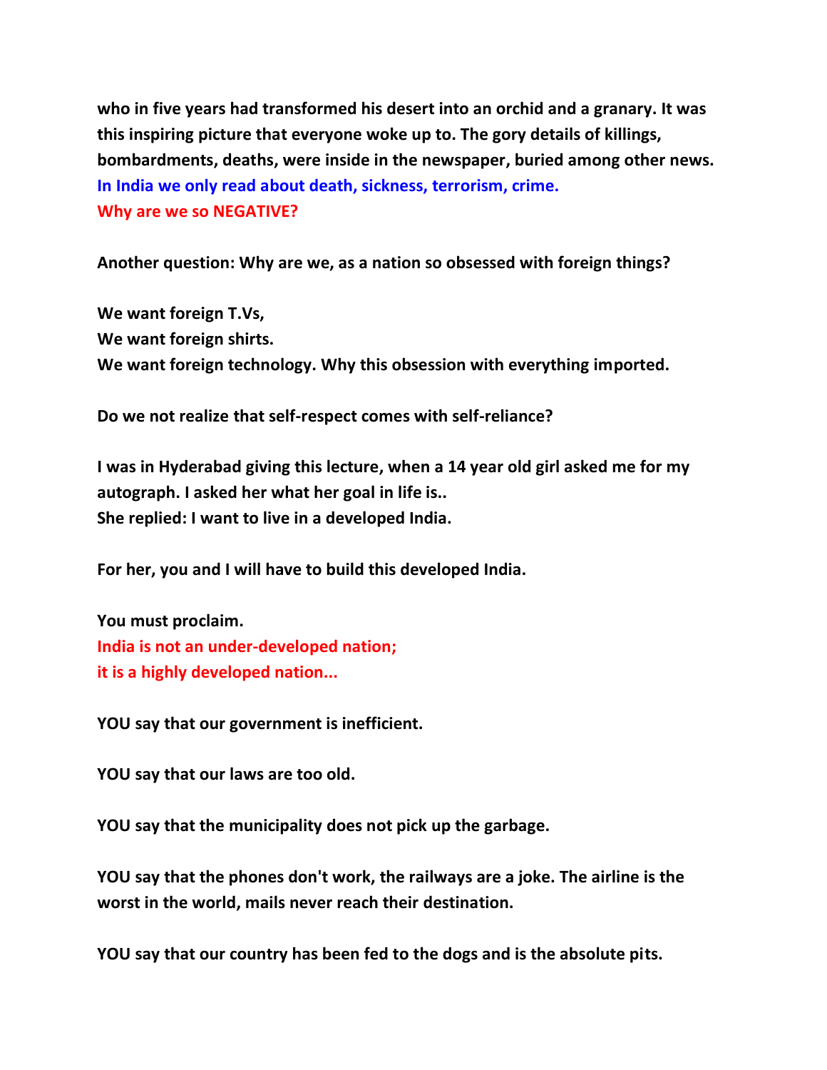**who in five years had transformed his desert into an orchid and a granary. It was this inspiring picture that everyone woke up to. The gory details of killings, bombardments, deaths, were inside in the newspaper, buried among other news.**
**In India we only read about death, sickness, terrorism, crime.**
**Why are we so NEGATIVE?**

**Another question: Why are we, as a nation so obsessed with foreign things?**

**We want foreign T.Vs,**
**We want foreign shirts.**
**We want foreign technology. Why this obsession with everything imported.**

**Do we not realize that self-respect comes with self-reliance?**

**I was in Hyderabad giving this lecture, when a 14 year old girl asked me for my autograph. I asked her what her goal in life is..**
**She replied: I want to live in a developed India.**

**For her, you and I will have to build this developed India.**

**You must proclaim.**
**India is not an under-developed nation;**
**it is a highly developed nation...**

**YOU say that our government is inefficient.**

**YOU say that our laws are too old.**

**YOU say that the municipality does not pick up the garbage.**

**YOU say that the phones don't work, the railways are a joke. The airline is the worst in the world, mails never reach their destination.**

**YOU say that our country has been fed to the dogs and is the absolute pits.**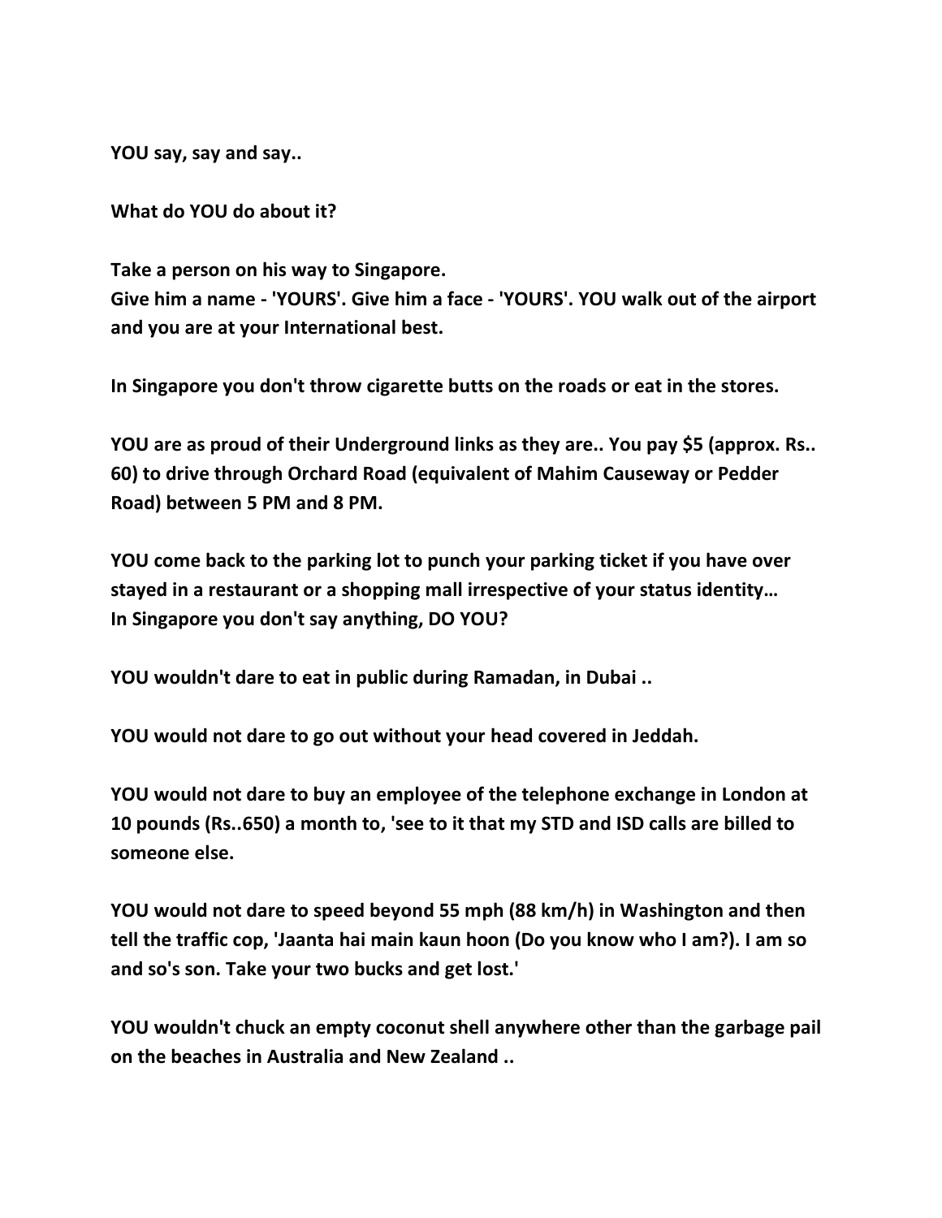**YOU say, say and say..**

**What do YOU do about it?**

**Take a person on his way to Singapore.**
**Give him a name - 'YOURS'. Give him a face - 'YOURS'. YOU walk out of the airport and you are at your International best.**

**In Singapore you don't throw cigarette butts on the roads or eat in the stores.**

**YOU are as proud of their Underground links as they are.. You pay $5 (approx. Rs.. 60) to drive through Orchard Road (equivalent of Mahim Causeway or Pedder Road) between 5 PM and 8 PM.**

**YOU come back to the parking lot to punch your parking ticket if you have over stayed in a restaurant or a shopping mall irrespective of your status identity…**
**In Singapore you don't say anything, DO YOU?**

**YOU wouldn't dare to eat in public during Ramadan, in Dubai ..**

**YOU would not dare to go out without your head covered in Jeddah.**

**YOU would not dare to buy an employee of the telephone exchange in London at 10 pounds (Rs..650) a month to, 'see to it that my STD and ISD calls are billed to someone else.**

**YOU would not dare to speed beyond 55 mph (88 km/h) in Washington and then tell the traffic cop, 'Jaanta hai main kaun hoon (Do you know who I am?). I am so and so's son. Take your two bucks and get lost.'**

**YOU wouldn't chuck an empty coconut shell anywhere other than the garbage pail on the beaches in Australia and New Zealand ..**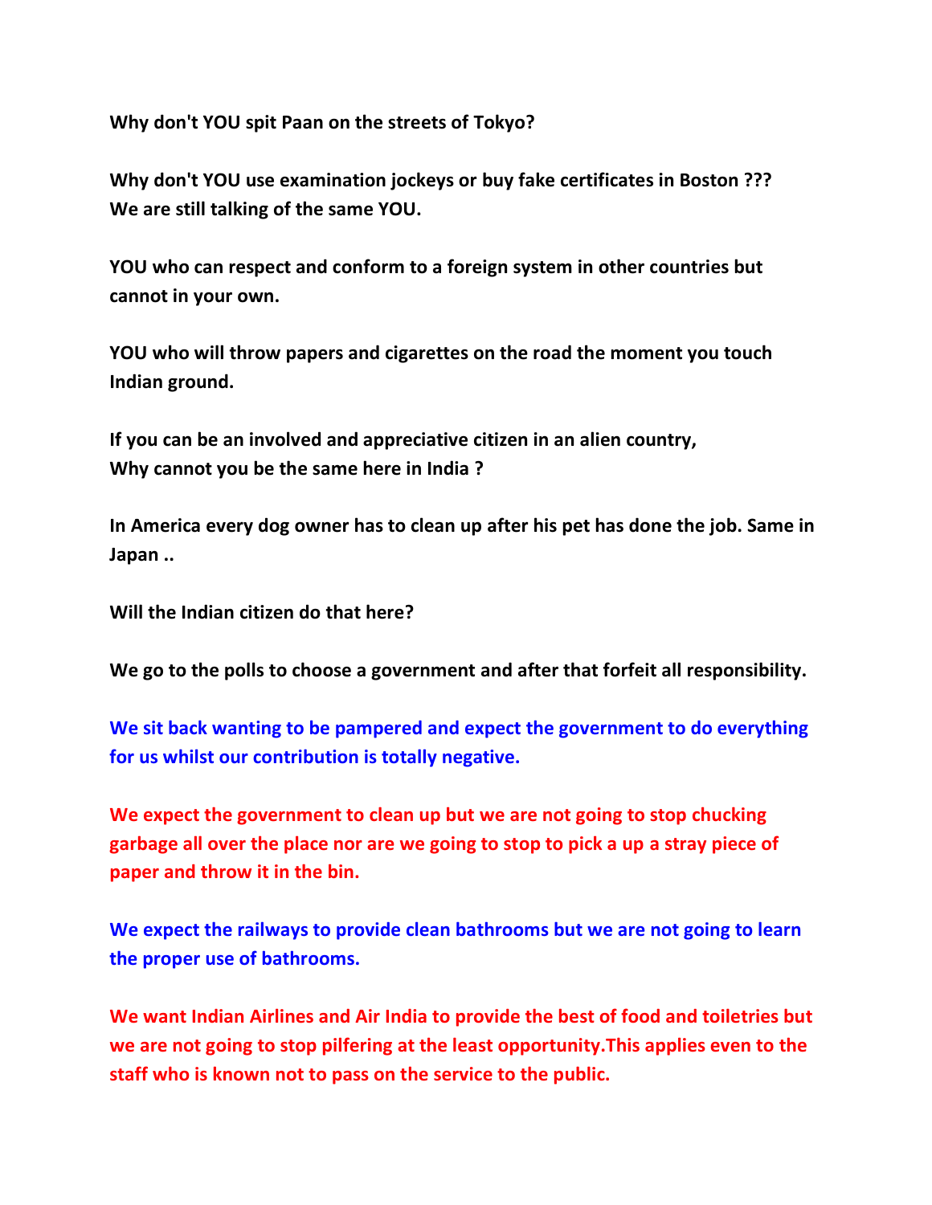**Why don't YOU spit Paan on the streets of Tokyo?**

**Why don't YOU use examination jockeys or buy fake certificates in Boston ???**
**We are still talking of the same YOU.**

**YOU who can respect and conform to a foreign system in other countries but cannot in your own.**

**YOU who will throw papers and cigarettes on the road the moment you touch Indian ground.**

**If you can be an involved and appreciative citizen in an alien country,**
**Why cannot you be the same here in India ?**

**In America every dog owner has to clean up after his pet has done the job. Same in Japan ..**

**Will the Indian citizen do that here?**

**We go to the polls to choose a government and after that forfeit all responsibility.**

**We sit back wanting to be pampered and expect the government to do everything for us whilst our contribution is totally negative.**

**We expect the government to clean up but we are not going to stop chucking garbage all over the place nor are we going to stop to pick a up a stray piece of paper and throw it in the bin.**

**We expect the railways to provide clean bathrooms but we are not going to learn the proper use of bathrooms.**

**We want Indian Airlines and Air India to provide the best of food and toiletries but we are not going to stop pilfering at the least opportunity.This applies even to the staff who is known not to pass on the service to the public.**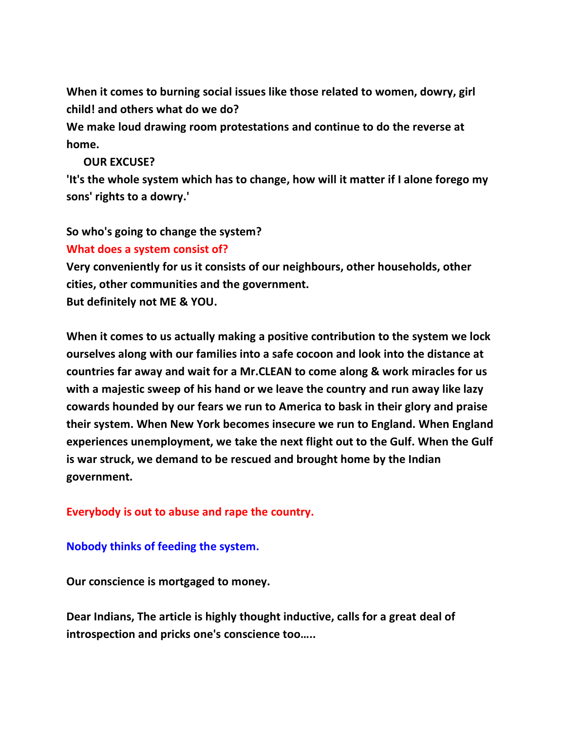**When it comes to burning social issues like those related to women, dowry, girl child! and others what do we do?**
**We make loud drawing room protestations and continue to do the reverse at home.**

**OUR EXCUSE?**

**'It's the whole system which has to change, how will it matter if I alone forego my sons' rights to a dowry.'**

**So who's going to change the system?**

**What does a system consist of?**

**Very conveniently for us it consists of our neighbours, other households, other cities, other communities and the government.**
**But definitely not ME & YOU.**

**When it comes to us actually making a positive contribution to the system we lock ourselves along with our families into a safe cocoon and look into the distance at countries far away and wait for a Mr.CLEAN to come along & work miracles for us with a majestic sweep of his hand or we leave the country and run away like lazy cowards hounded by our fears we run to America to bask in their glory and praise their system. When New York becomes insecure we run to England. When England experiences unemployment, we take the next flight out to the Gulf. When the Gulf is war struck, we demand to be rescued and brought home by the Indian government.**

**Everybody is out to abuse and rape the country.**

**Nobody thinks of feeding the system.**

**Our conscience is mortgaged to money.**

**Dear Indians, The article is highly thought inductive, calls for a great deal of introspection and pricks one's conscience too…..**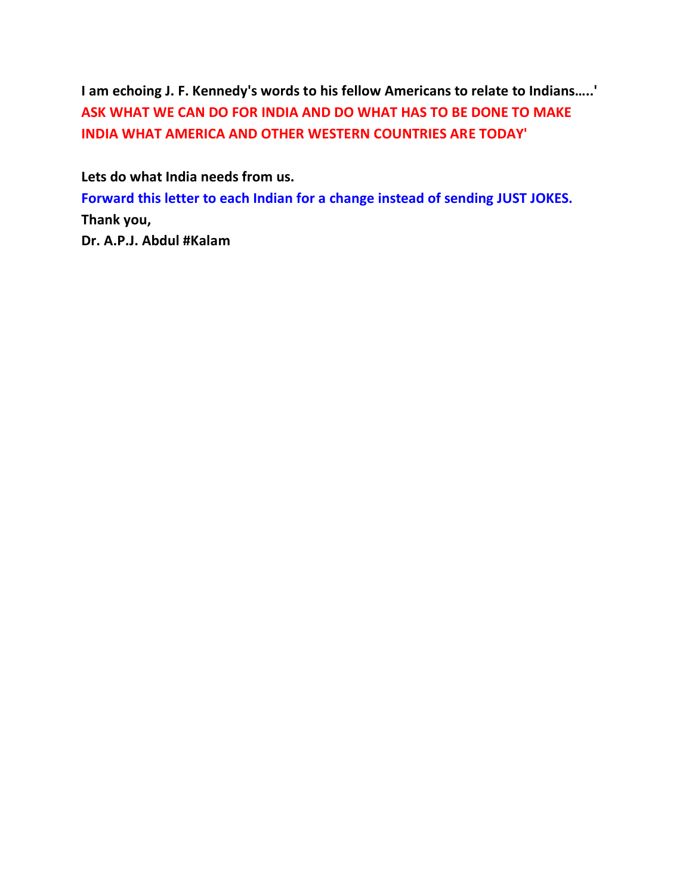**I am echoing J. F. Kennedy's words to his fellow Americans to relate to Indians…..'**
**ASK WHAT WE CAN DO FOR INDIA AND DO WHAT HAS TO BE DONE TO MAKE INDIA WHAT AMERICA AND OTHER WESTERN COUNTRIES ARE TODAY'**

**Lets do what India needs from us.**
**Forward this letter to each Indian for a change instead of sending JUST JOKES.**
**Thank you,**
**Dr. A.P.J. Abdul #Kalam**